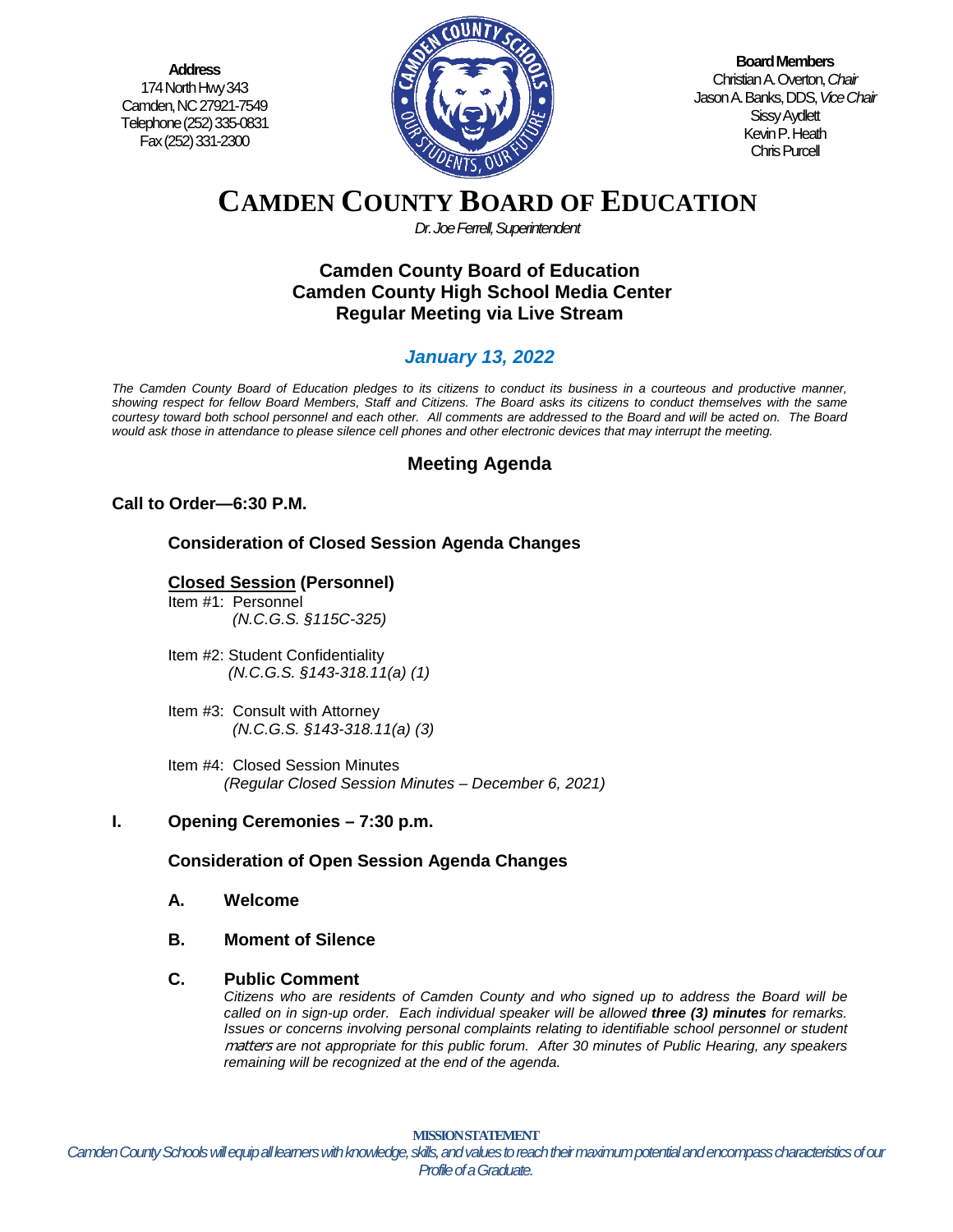**Address**
174 North Hwy 343
Camden, NC 27921-7549
Telephone (252) 335-0831
Fax (252) 331-2300

**Board Members**
Christian A. Overton, *Chair*
Jason A. Banks, DDS, *Vice Chair*
Sissy Aydlett
Kevin P. Heath
Chris Purcell

# CAMDEN COUNTY BOARD OF EDUCATION

*Dr. Joe Ferrell, Superintendent*

## Camden County Board of Education
## Camden County High School Media Center
## Regular Meeting via Live Stream

### *January 13, 2022*

*The Camden County Board of Education pledges to its citizens to conduct its business in a courteous and productive manner, showing respect for fellow Board Members, Staff and Citizens. The Board asks its citizens to conduct themselves with the same courtesy toward both school personnel and each other. All comments are addressed to the Board and will be acted on. The Board would ask those in attendance to please silence cell phones and other electronic devices that may interrupt the meeting.*

## Meeting Agenda

**Call to Order—6:30 P.M.**

**Consideration of Closed Session Agenda Changes**

**Closed Session (Personnel)**

Item #1: Personnel
*(N.C.G.S. §115C-325)*

Item #2: Student Confidentiality
*(N.C.G.S. §143-318.11(a) (1)*

Item #3: Consult with Attorney
*(N.C.G.S. §143-318.11(a) (3)*

Item #4: Closed Session Minutes
*(Regular Closed Session Minutes – December 6, 2021)*

**I. Opening Ceremonies – 7:30 p.m.**

**Consideration of Open Session Agenda Changes**

**A. Welcome**

**B. Moment of Silence**

**C. Public Comment**

*Citizens who are residents of Camden County and who signed up to address the Board will be called on in sign-up order. Each individual speaker will be allowed **three (3) minutes** for remarks. Issues or concerns involving personal complaints relating to identifiable school personnel or student matters are not appropriate for this public forum. After 30 minutes of Public Hearing, any speakers remaining will be recognized at the end of the agenda.*

**MISSION STATEMENT**
*Camden County Schools will equip all learners with knowledge, skills, and values to reach their maximum potential and encompass characteristics of our Profile of a Graduate.*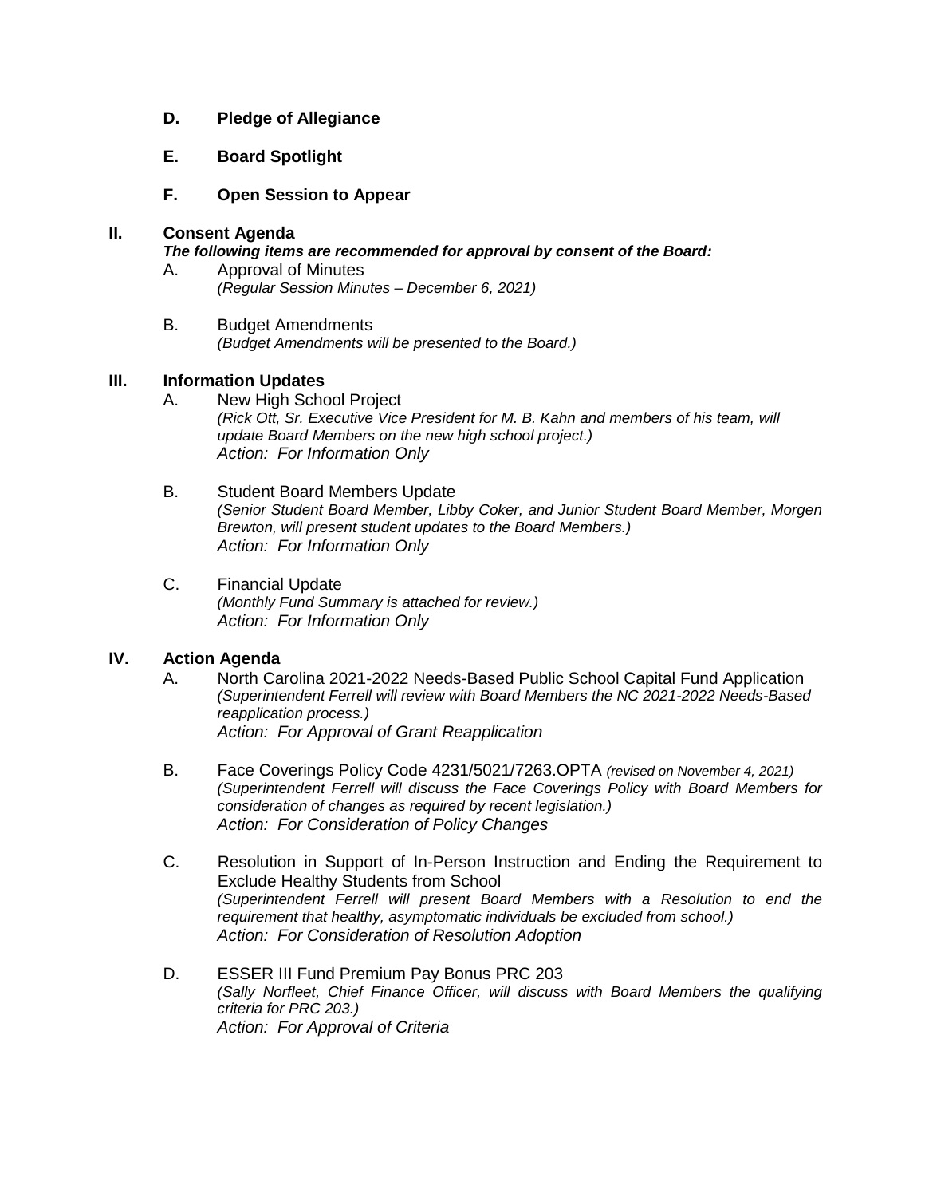**D. Pledge of Allegiance**

**E. Board Spotlight**

**F. Open Session to Appear**

## II. Consent Agenda

***The following items are recommended for approval by consent of the Board:***

A. Approval of Minutes
*(Regular Session Minutes – December 6, 2021)*

B. Budget Amendments
*(Budget Amendments will be presented to the Board.)*

## III. Information Updates

A. New High School Project
*(Rick Ott, Sr. Executive Vice President for M. B. Kahn and members of his team, will update Board Members on the new high school project.)*
*Action: For Information Only*

B. Student Board Members Update
*(Senior Student Board Member, Libby Coker, and Junior Student Board Member, Morgen Brewton, will present student updates to the Board Members.)*
*Action: For Information Only*

C. Financial Update
*(Monthly Fund Summary is attached for review.)*
*Action: For Information Only*

## IV. Action Agenda

A. North Carolina 2021-2022 Needs-Based Public School Capital Fund Application
*(Superintendent Ferrell will review with Board Members the NC 2021-2022 Needs-Based reapplication process.)*
*Action: For Approval of Grant Reapplication*

B. Face Coverings Policy Code 4231/5021/7263.OPTA *(revised on November 4, 2021)*
*(Superintendent Ferrell will discuss the Face Coverings Policy with Board Members for consideration of changes as required by recent legislation.)*
*Action: For Consideration of Policy Changes*

C. Resolution in Support of In-Person Instruction and Ending the Requirement to Exclude Healthy Students from School
*(Superintendent Ferrell will present Board Members with a Resolution to end the requirement that healthy, asymptomatic individuals be excluded from school.)*
*Action: For Consideration of Resolution Adoption*

D. ESSER III Fund Premium Pay Bonus PRC 203
*(Sally Norfleet, Chief Finance Officer, will discuss with Board Members the qualifying criteria for PRC 203.)*
*Action: For Approval of Criteria*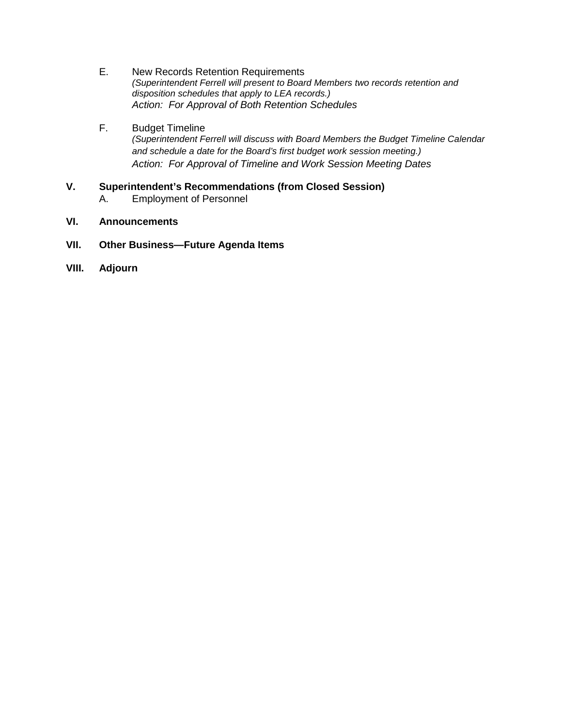E. New Records Retention Requirements
*(Superintendent Ferrell will present to Board Members two records retention and disposition schedules that apply to LEA records.)*
*Action: For Approval of Both Retention Schedules*

F. Budget Timeline
*(Superintendent Ferrell will discuss with Board Members the Budget Timeline Calendar and schedule a date for the Board's first budget work session meeting.)*
*Action: For Approval of Timeline and Work Session Meeting Dates*

**V. Superintendent's Recommendations (from Closed Session)**

A. Employment of Personnel

**VI. Announcements**

**VII. Other Business—Future Agenda Items**

**VIII. Adjourn**